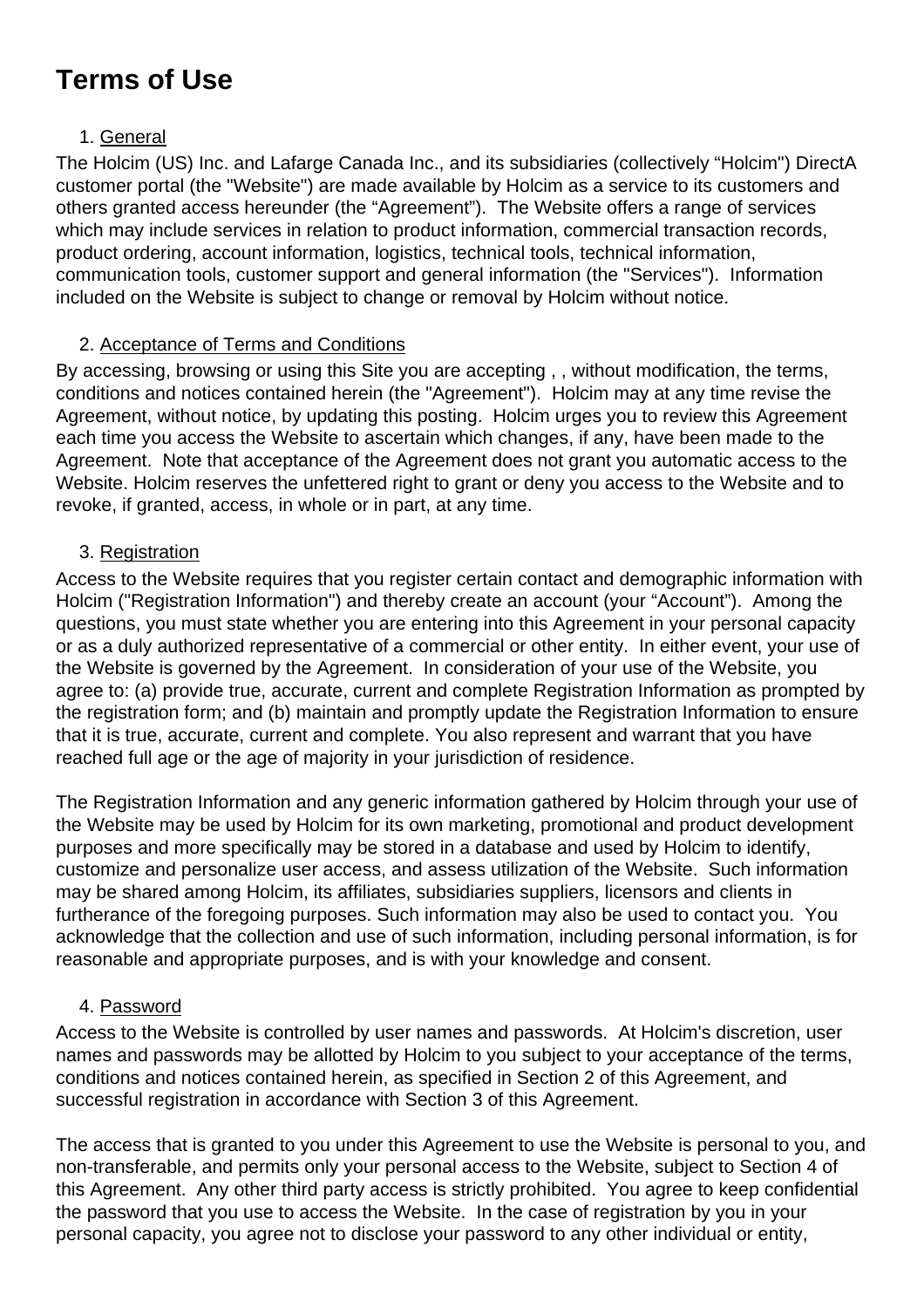# Terms of Use

1. General

The Holcim (US) Inc. and Lafarge Canada Inc., and its subsidiaries (collectively "Holcim") DirectA customer portal (the "Website") are made available by Holcim as a service to its customers and others granted access hereunder (the "Agreement"). The Website offers a range of services which may include services in relation to product information, commercial transaction records, product ordering, account information, logistics, technical tools, technical information, communication tools, customer support and general information (the "Services"). Information included on the Website is subject to change or removal by Holcim without notice.

2. Acceptance of Terms and Conditions

By accessing, browsing or using this Site you are accepting , , without modification, the terms, conditions and notices contained herein (the "Agreement"). Holcim may at any time revise the Agreement, without notice, by updating this posting. Holcim urges you to review this Agreement each time you access the Website to ascertain which changes, if any, have been made to the Agreement. Note that acceptance of the Agreement does not grant you automatic access to the Website. Holcim reserves the unfettered right to grant or deny you access to the Website and to revoke, if granted, access, in whole or in part, at any time.

3. Registration

Access to the Website requires that you register certain contact and demographic information with Holcim ("Registration Information") and thereby create an account (your "Account"). Among the questions, you must state whether you are entering into this Agreement in your personal capacity or as a duly authorized representative of a commercial or other entity. In either event, your use of the Website is governed by the Agreement. In consideration of your use of the Website, you agree to: (a) provide true, accurate, current and complete Registration Information as prompted by the registration form; and (b) maintain and promptly update the Registration Information to ensure that it is true, accurate, current and complete. You also represent and warrant that you have reached full age or the age of majority in your jurisdiction of residence.

The Registration Information and any generic information gathered by Holcim through your use of the Website may be used by Holcim for its own marketing, promotional and product development purposes and more specifically may be stored in a database and used by Holcim to identify, customize and personalize user access, and assess utilization of the Website. Such information may be shared among Holcim, its affiliates, subsidiaries suppliers, licensors and clients in furtherance of the foregoing purposes. Such information may also be used to contact you. You acknowledge that the collection and use of such information, including personal information, is for reasonable and appropriate purposes, and is with your knowledge and consent.

4. Password

Access to the Website is controlled by user names and passwords. At Holcim's discretion, user names and passwords may be allotted by Holcim to you subject to your acceptance of the terms, conditions and notices contained herein, as specified in Section 2 of this Agreement, and successful registration in accordance with Section 3 of this Agreement.

The access that is granted to you under this Agreement to use the Website is personal to you, and non-transferable, and permits only your personal access to the Website, subject to Section 4 of this Agreement. Any other third party access is strictly prohibited. You agree to keep confidential the password that you use to access the Website. In the case of registration by you in your personal capacity, you agree not to disclose your password to any other individual or entity,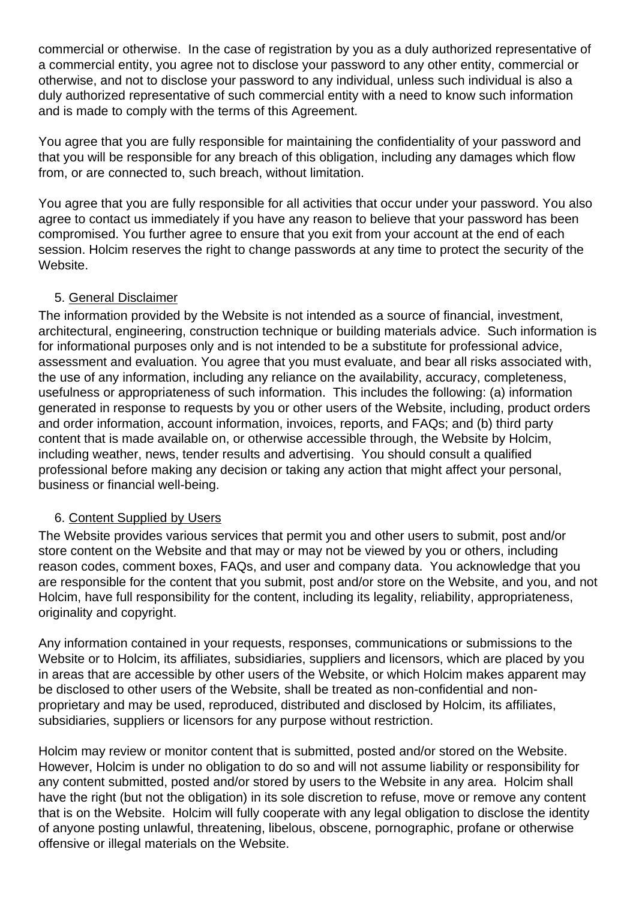commercial or otherwise. In the case of registration by you as a duly authorized representative of a commercial entity, you agree not to disclose your password to any other entity, commercial or otherwise, and not to disclose your password to any individual, unless such individual is also a duly authorized representative of such commercial entity with a need to know such information and is made to comply with the terms of this Agreement.

You agree that you are fully responsible for maintaining the confidentiality of your password and that you will be responsible for any breach of this obligation, including any damages which flow from, or are connected to, such breach, without limitation.

You agree that you are fully responsible for all activities that occur under your password. You also agree to contact us immediately if you have any reason to believe that your password has been compromised. You further agree to ensure that you exit from your account at the end of each session. Holcim reserves the right to change passwords at any time to protect the security of the Website.

5. General Disclaimer

The information provided by the Website is not intended as a source of financial, investment, architectural, engineering, construction technique or building materials advice. Such information is for informational purposes only and is not intended to be a substitute for professional advice, assessment and evaluation. You agree that you must evaluate, and bear all risks associated with, the use of any information, including any reliance on the availability, accuracy, completeness, usefulness or appropriateness of such information. This includes the following: (a) information generated in response to requests by you or other users of the Website, including, product orders and order information, account information, invoices, reports, and FAQs; and (b) third party content that is made available on, or otherwise accessible through, the Website by Holcim, including weather, news, tender results and advertising. You should consult a qualified professional before making any decision or taking any action that might affect your personal, business or financial well-being.

6. Content Supplied by Users

The Website provides various services that permit you and other users to submit, post and/or store content on the Website and that may or may not be viewed by you or others, including reason codes, comment boxes, FAQs, and user and company data. You acknowledge that you are responsible for the content that you submit, post and/or store on the Website, and you, and not Holcim, have full responsibility for the content, including its legality, reliability, appropriateness, originality and copyright.

Any information contained in your requests, responses, communications or submissions to the Website or to Holcim, its affiliates, subsidiaries, suppliers and licensors, which are placed by you in areas that are accessible by other users of the Website, or which Holcim makes apparent may be disclosed to other users of the Website, shall be treated as non-confidential and non-proprietary and may be used, reproduced, distributed and disclosed by Holcim, its affiliates, subsidiaries, suppliers or licensors for any purpose without restriction.

Holcim may review or monitor content that is submitted, posted and/or stored on the Website. However, Holcim is under no obligation to do so and will not assume liability or responsibility for any content submitted, posted and/or stored by users to the Website in any area. Holcim shall have the right (but not the obligation) in its sole discretion to refuse, move or remove any content that is on the Website. Holcim will fully cooperate with any legal obligation to disclose the identity of anyone posting unlawful, threatening, libelous, obscene, pornographic, profane or otherwise offensive or illegal materials on the Website.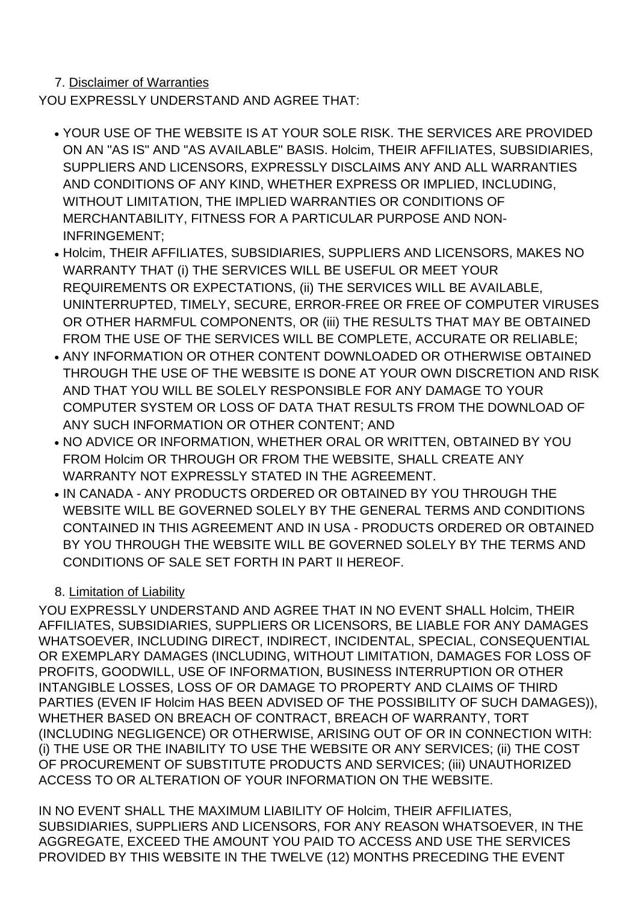7. <u>Disclaimer of Warranties</u>

YOU EXPRESSLY UNDERSTAND AND AGREE THAT:

- YOUR USE OF THE WEBSITE IS AT YOUR SOLE RISK. THE SERVICES ARE PROVIDED ON AN "AS IS" AND "AS AVAILABLE" BASIS. Holcim, THEIR AFFILIATES, SUBSIDIARIES, SUPPLIERS AND LICENSORS, EXPRESSLY DISCLAIMS ANY AND ALL WARRANTIES AND CONDITIONS OF ANY KIND, WHETHER EXPRESS OR IMPLIED, INCLUDING, WITHOUT LIMITATION, THE IMPLIED WARRANTIES OR CONDITIONS OF MERCHANTABILITY, FITNESS FOR A PARTICULAR PURPOSE AND NON-INFRINGEMENT;
- Holcim, THEIR AFFILIATES, SUBSIDIARIES, SUPPLIERS AND LICENSORS, MAKES NO WARRANTY THAT (i) THE SERVICES WILL BE USEFUL OR MEET YOUR REQUIREMENTS OR EXPECTATIONS, (ii) THE SERVICES WILL BE AVAILABLE, UNINTERRUPTED, TIMELY, SECURE, ERROR-FREE OR FREE OF COMPUTER VIRUSES OR OTHER HARMFUL COMPONENTS, OR (iii) THE RESULTS THAT MAY BE OBTAINED FROM THE USE OF THE SERVICES WILL BE COMPLETE, ACCURATE OR RELIABLE;
- ANY INFORMATION OR OTHER CONTENT DOWNLOADED OR OTHERWISE OBTAINED THROUGH THE USE OF THE WEBSITE IS DONE AT YOUR OWN DISCRETION AND RISK AND THAT YOU WILL BE SOLELY RESPONSIBLE FOR ANY DAMAGE TO YOUR COMPUTER SYSTEM OR LOSS OF DATA THAT RESULTS FROM THE DOWNLOAD OF ANY SUCH INFORMATION OR OTHER CONTENT; AND
- NO ADVICE OR INFORMATION, WHETHER ORAL OR WRITTEN, OBTAINED BY YOU FROM Holcim OR THROUGH OR FROM THE WEBSITE, SHALL CREATE ANY WARRANTY NOT EXPRESSLY STATED IN THE AGREEMENT.
- IN CANADA - ANY PRODUCTS ORDERED OR OBTAINED BY YOU THROUGH THE WEBSITE WILL BE GOVERNED SOLELY BY THE GENERAL TERMS AND CONDITIONS CONTAINED IN THIS AGREEMENT AND IN USA - PRODUCTS ORDERED OR OBTAINED BY YOU THROUGH THE WEBSITE WILL BE GOVERNED SOLELY BY THE TERMS AND CONDITIONS OF SALE SET FORTH IN PART II HEREOF.

8. <u>Limitation of Liability</u>

YOU EXPRESSLY UNDERSTAND AND AGREE THAT IN NO EVENT SHALL Holcim, THEIR AFFILIATES, SUBSIDIARIES, SUPPLIERS OR LICENSORS, BE LIABLE FOR ANY DAMAGES WHATSOEVER, INCLUDING DIRECT, INDIRECT, INCIDENTAL, SPECIAL, CONSEQUENTIAL OR EXEMPLARY DAMAGES (INCLUDING, WITHOUT LIMITATION, DAMAGES FOR LOSS OF PROFITS, GOODWILL, USE OF INFORMATION, BUSINESS INTERRUPTION OR OTHER INTANGIBLE LOSSES, LOSS OF OR DAMAGE TO PROPERTY AND CLAIMS OF THIRD PARTIES (EVEN IF Holcim HAS BEEN ADVISED OF THE POSSIBILITY OF SUCH DAMAGES)), WHETHER BASED ON BREACH OF CONTRACT, BREACH OF WARRANTY, TORT (INCLUDING NEGLIGENCE) OR OTHERWISE, ARISING OUT OF OR IN CONNECTION WITH: (i) THE USE OR THE INABILITY TO USE THE WEBSITE OR ANY SERVICES; (ii) THE COST OF PROCUREMENT OF SUBSTITUTE PRODUCTS AND SERVICES; (iii) UNAUTHORIZED ACCESS TO OR ALTERATION OF YOUR INFORMATION ON THE WEBSITE.

IN NO EVENT SHALL THE MAXIMUM LIABILITY OF Holcim, THEIR AFFILIATES, SUBSIDIARIES, SUPPLIERS AND LICENSORS, FOR ANY REASON WHATSOEVER, IN THE AGGREGATE, EXCEED THE AMOUNT YOU PAID TO ACCESS AND USE THE SERVICES PROVIDED BY THIS WEBSITE IN THE TWELVE (12) MONTHS PRECEDING THE EVENT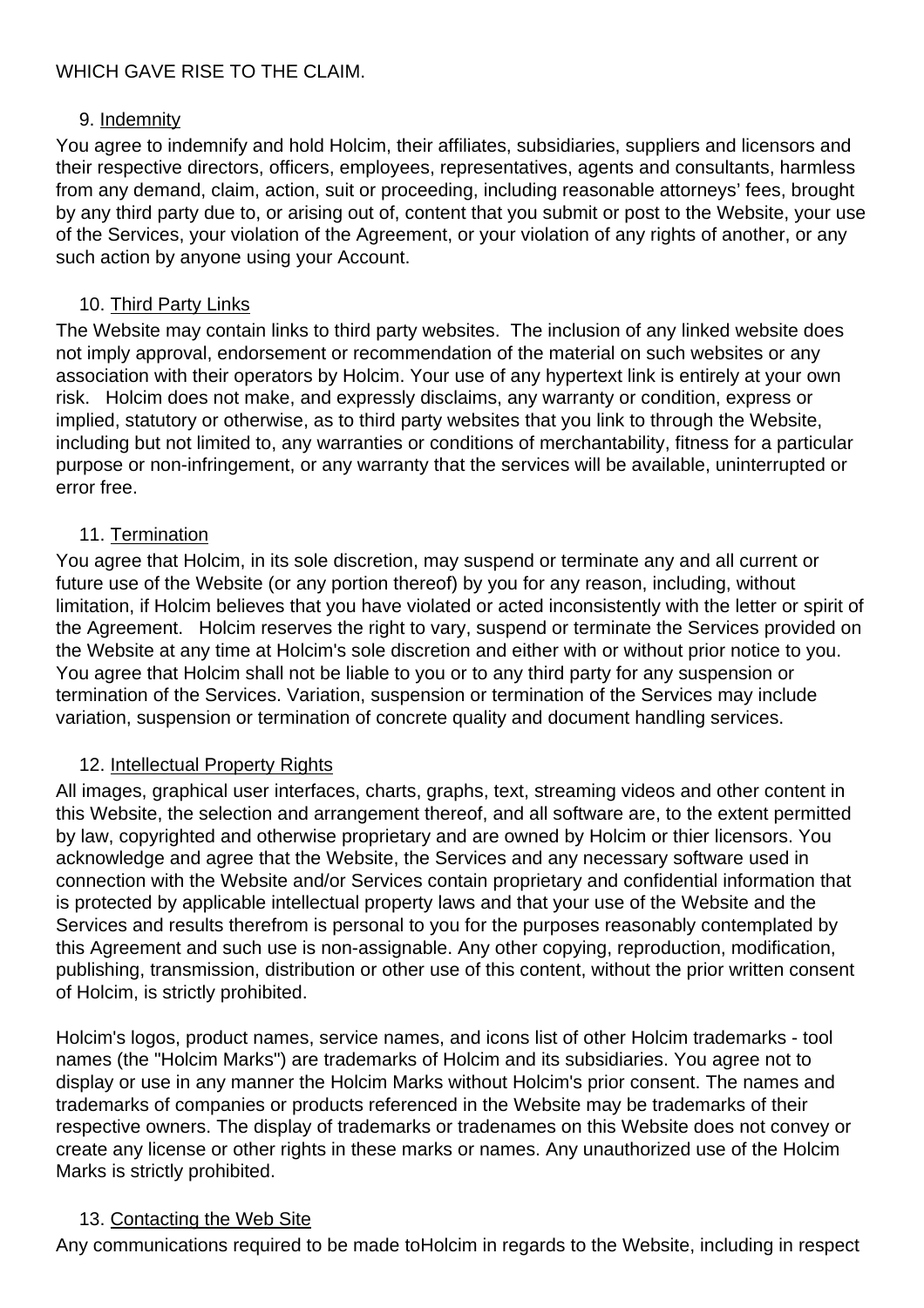WHICH GAVE RISE TO THE CLAIM.

9. Indemnity

You agree to indemnify and hold Holcim, their affiliates, subsidiaries, suppliers and licensors and their respective directors, officers, employees, representatives, agents and consultants, harmless from any demand, claim, action, suit or proceeding, including reasonable attorneys' fees, brought by any third party due to, or arising out of, content that you submit or post to the Website, your use of the Services, your violation of the Agreement, or your violation of any rights of another, or any such action by anyone using your Account.

10. Third Party Links

The Website may contain links to third party websites. The inclusion of any linked website does not imply approval, endorsement or recommendation of the material on such websites or any association with their operators by Holcim. Your use of any hypertext link is entirely at your own risk. Holcim does not make, and expressly disclaims, any warranty or condition, express or implied, statutory or otherwise, as to third party websites that you link to through the Website, including but not limited to, any warranties or conditions of merchantability, fitness for a particular purpose or non-infringement, or any warranty that the services will be available, uninterrupted or error free.

11. Termination

You agree that Holcim, in its sole discretion, may suspend or terminate any and all current or future use of the Website (or any portion thereof) by you for any reason, including, without limitation, if Holcim believes that you have violated or acted inconsistently with the letter or spirit of the Agreement. Holcim reserves the right to vary, suspend or terminate the Services provided on the Website at any time at Holcim's sole discretion and either with or without prior notice to you. You agree that Holcim shall not be liable to you or to any third party for any suspension or termination of the Services. Variation, suspension or termination of the Services may include variation, suspension or termination of concrete quality and document handling services.

12. Intellectual Property Rights

All images, graphical user interfaces, charts, graphs, text, streaming videos and other content in this Website, the selection and arrangement thereof, and all software are, to the extent permitted by law, copyrighted and otherwise proprietary and are owned by Holcim or thier licensors. You acknowledge and agree that the Website, the Services and any necessary software used in connection with the Website and/or Services contain proprietary and confidential information that is protected by applicable intellectual property laws and that your use of the Website and the Services and results therefrom is personal to you for the purposes reasonably contemplated by this Agreement and such use is non-assignable. Any other copying, reproduction, modification, publishing, transmission, distribution or other use of this content, without the prior written consent of Holcim, is strictly prohibited.

Holcim's logos, product names, service names, and icons list of other Holcim trademarks - tool names (the "Holcim Marks") are trademarks of Holcim and its subsidiaries. You agree not to display or use in any manner the Holcim Marks without Holcim's prior consent. The names and trademarks of companies or products referenced in the Website may be trademarks of their respective owners. The display of trademarks or tradenames on this Website does not convey or create any license or other rights in these marks or names. Any unauthorized use of the Holcim Marks is strictly prohibited.

13. Contacting the Web Site

Any communications required to be made toHolcim in regards to the Website, including in respect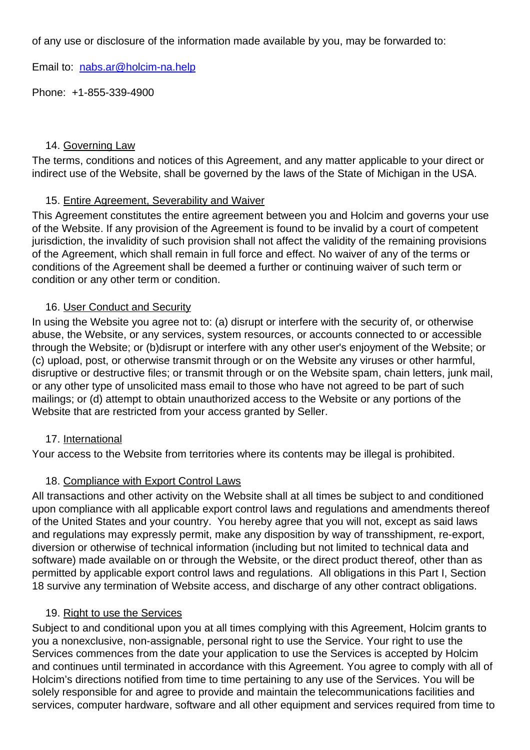of any use or disclosure of the information made available by you, may be forwarded to:

Email to: [nabs.ar@holcim-na.help](mailto:nabs.ar@holcim-na.help)

Phone: +1-855-339-4900

14. Governing Law

The terms, conditions and notices of this Agreement, and any matter applicable to your direct or indirect use of the Website, shall be governed by the laws of the State of Michigan in the USA.

15. Entire Agreement, Severability and Waiver

This Agreement constitutes the entire agreement between you and Holcim and governs your use of the Website. If any provision of the Agreement is found to be invalid by a court of competent jurisdiction, the invalidity of such provision shall not affect the validity of the remaining provisions of the Agreement, which shall remain in full force and effect. No waiver of any of the terms or conditions of the Agreement shall be deemed a further or continuing waiver of such term or condition or any other term or condition.

16. User Conduct and Security

In using the Website you agree not to: (a) disrupt or interfere with the security of, or otherwise abuse, the Website, or any services, system resources, or accounts connected to or accessible through the Website; or (b)disrupt or interfere with any other user's enjoyment of the Website; or (c) upload, post, or otherwise transmit through or on the Website any viruses or other harmful, disruptive or destructive files; or transmit through or on the Website spam, chain letters, junk mail, or any other type of unsolicited mass email to those who have not agreed to be part of such mailings; or (d) attempt to obtain unauthorized access to the Website or any portions of the Website that are restricted from your access granted by Seller.

17. International

Your access to the Website from territories where its contents may be illegal is prohibited.

18. Compliance with Export Control Laws

All transactions and other activity on the Website shall at all times be subject to and conditioned upon compliance with all applicable export control laws and regulations and amendments thereof of the United States and your country. You hereby agree that you will not, except as said laws and regulations may expressly permit, make any disposition by way of transshipment, re-export, diversion or otherwise of technical information (including but not limited to technical data and software) made available on or through the Website, or the direct product thereof, other than as permitted by applicable export control laws and regulations. All obligations in this Part I, Section 18 survive any termination of Website access, and discharge of any other contract obligations.

19. Right to use the Services

Subject to and conditional upon you at all times complying with this Agreement, Holcim grants to you a nonexclusive, non-assignable, personal right to use the Service. Your right to use the Services commences from the date your application to use the Services is accepted by Holcim and continues until terminated in accordance with this Agreement. You agree to comply with all of Holcim's directions notified from time to time pertaining to any use of the Services. You will be solely responsible for and agree to provide and maintain the telecommunications facilities and services, computer hardware, software and all other equipment and services required from time to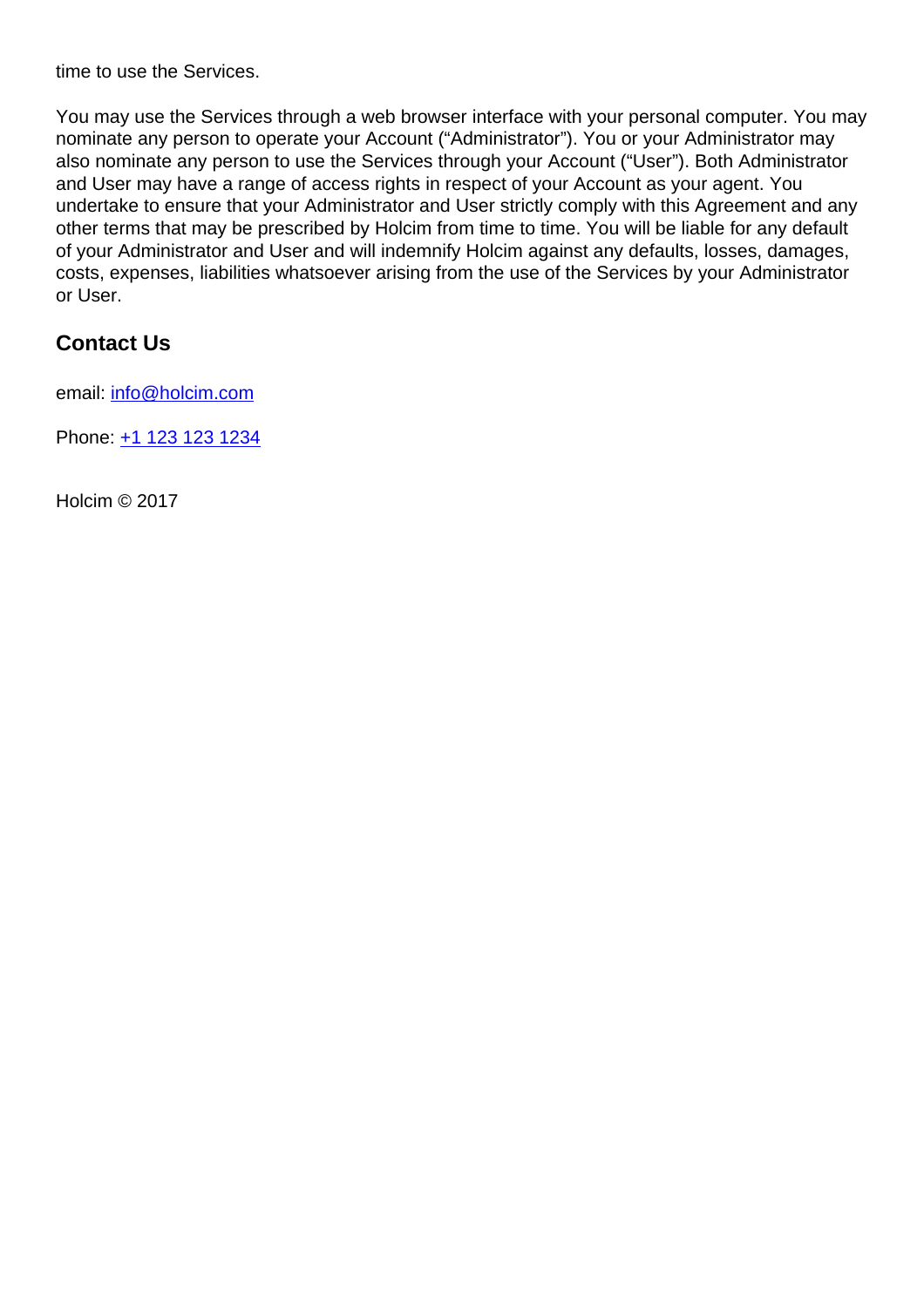time to use the Services.

You may use the Services through a web browser interface with your personal computer. You may nominate any person to operate your Account (“Administrator”). You or your Administrator may also nominate any person to use the Services through your Account (“User”). Both Administrator and User may have a range of access rights in respect of your Account as your agent. You undertake to ensure that your Administrator and User strictly comply with this Agreement and any other terms that may be prescribed by Holcim from time to time. You will be liable for any default of your Administrator and User and will indemnify Holcim against any defaults, losses, damages, costs, expenses, liabilities whatsoever arising from the use of the Services by your Administrator or User.

## Contact Us

email: [info@holcim.com](mailto:info@holcim.com)

Phone: [+1 123 123 1234](tel:+11231231234)

Holcim © 2017